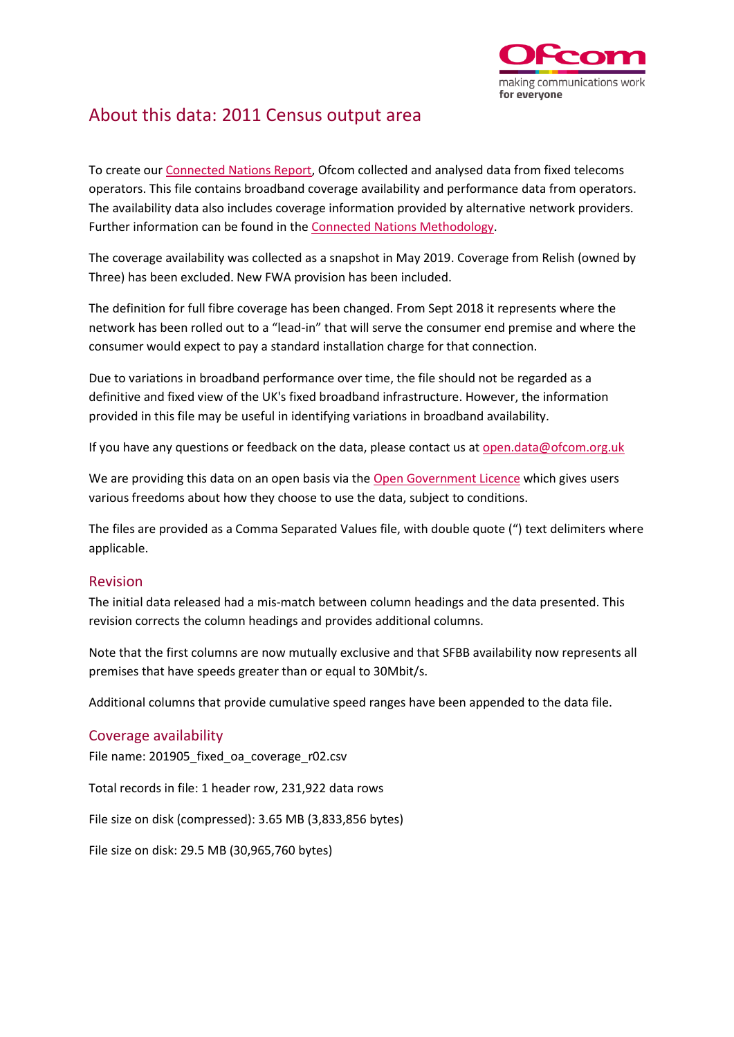# About this data: 2011 Census output area

To create our Connected Nations Report, Ofcom collected and analysed data from fixed telecoms operators. This file contains broadband coverage availability and performance data from operators. The availability data also includes coverage information provided by alternative network providers. Further information can be found in the Connected Nations Methodology.

The coverage availability was collected as a snapshot in May 2019. Coverage from Relish (owned by Three) has been excluded. New FWA provision has been included.

The definition for full fibre coverage has been changed. From Sept 2018 it represents where the network has been rolled out to a "lead-in" that will serve the consumer end premise and where the consumer would expect to pay a standard installation charge for that connection.

Due to variations in broadband performance over time, the file should not be regarded as a definitive and fixed view of the UK's fixed broadband infrastructure. However, the information provided in this file may be useful in identifying variations in broadband availability.

If you have any questions or feedback on the data, please contact us at open.data@ofcom.org.uk

We are providing this data on an open basis via the Open Government Licence which gives users various freedoms about how they choose to use the data, subject to conditions.

The files are provided as a Comma Separated Values file, with double quote (") text delimiters where applicable.

## Revision

The initial data released had a mis-match between column headings and the data presented. This revision corrects the column headings and provides additional columns.

Note that the first columns are now mutually exclusive and that SFBB availability now represents all premises that have speeds greater than or equal to 30Mbit/s.

Additional columns that provide cumulative speed ranges have been appended to the data file.

## Coverage availability

File name: 201905_fixed_oa_coverage_r02.csv

Total records in file: 1 header row, 231,922 data rows

File size on disk (compressed): 3.65 MB (3,833,856 bytes)

File size on disk: 29.5 MB (30,965,760 bytes)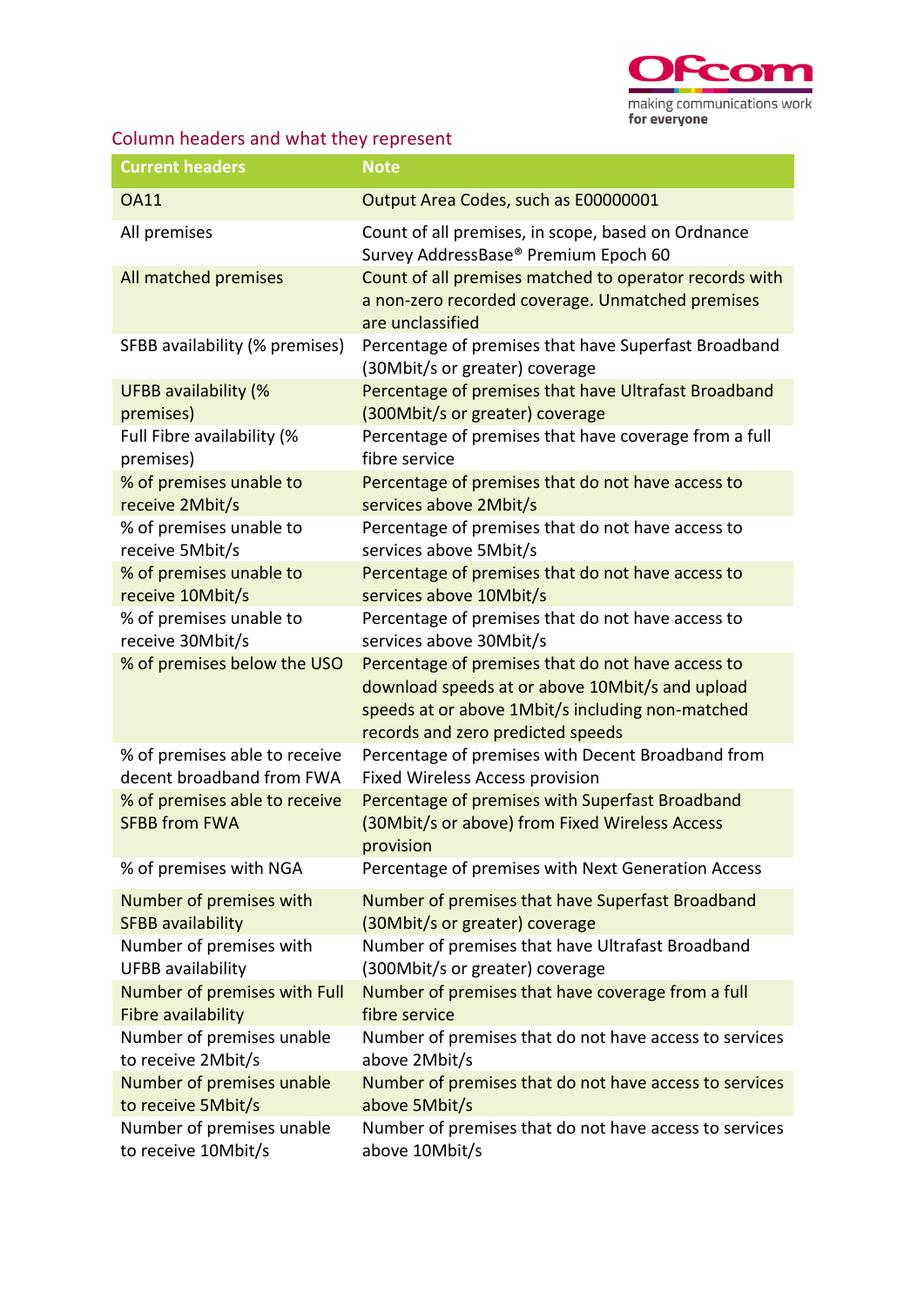## Column headers and what they represent

| Current headers | Note |
|---|---|
| OA11 | Output Area Codes, such as E00000001 |
| All premises | Count of all premises, in scope, based on Ordnance Survey AddressBase® Premium Epoch 60 |
| All matched premises | Count of all premises matched to operator records with a non-zero recorded coverage. Unmatched premises are unclassified |
| SFBB availability (% premises) | Percentage of premises that have Superfast Broadband (30Mbit/s or greater) coverage |
| UFBB availability (% premises) | Percentage of premises that have Ultrafast Broadband (300Mbit/s or greater) coverage |
| Full Fibre availability (% premises) | Percentage of premises that have coverage from a full fibre service |
| % of premises unable to receive 2Mbit/s | Percentage of premises that do not have access to services above 2Mbit/s |
| % of premises unable to receive 5Mbit/s | Percentage of premises that do not have access to services above 5Mbit/s |
| % of premises unable to receive 10Mbit/s | Percentage of premises that do not have access to services above 10Mbit/s |
| % of premises unable to receive 30Mbit/s | Percentage of premises that do not have access to services above 30Mbit/s |
| % of premises below the USO | Percentage of premises that do not have access to download speeds at or above 10Mbit/s and upload speeds at or above 1Mbit/s including non-matched records and zero predicted speeds |
| % of premises able to receive decent broadband from FWA | Percentage of premises with Decent Broadband from Fixed Wireless Access provision |
| % of premises able to receive SFBB from FWA | Percentage of premises with Superfast Broadband (30Mbit/s or above) from Fixed Wireless Access provision |
| % of premises with NGA | Percentage of premises with Next Generation Access |
| Number of premises with SFBB availability | Number of premises that have Superfast Broadband (30Mbit/s or greater) coverage |
| Number of premises with UFBB availability | Number of premises that have Ultrafast Broadband (300Mbit/s or greater) coverage |
| Number of premises with Full Fibre availability | Number of premises that have coverage from a full fibre service |
| Number of premises unable to receive 2Mbit/s | Number of premises that do not have access to services above 2Mbit/s |
| Number of premises unable to receive 5Mbit/s | Number of premises that do not have access to services above 5Mbit/s |
| Number of premises unable to receive 10Mbit/s | Number of premises that do not have access to services above 10Mbit/s |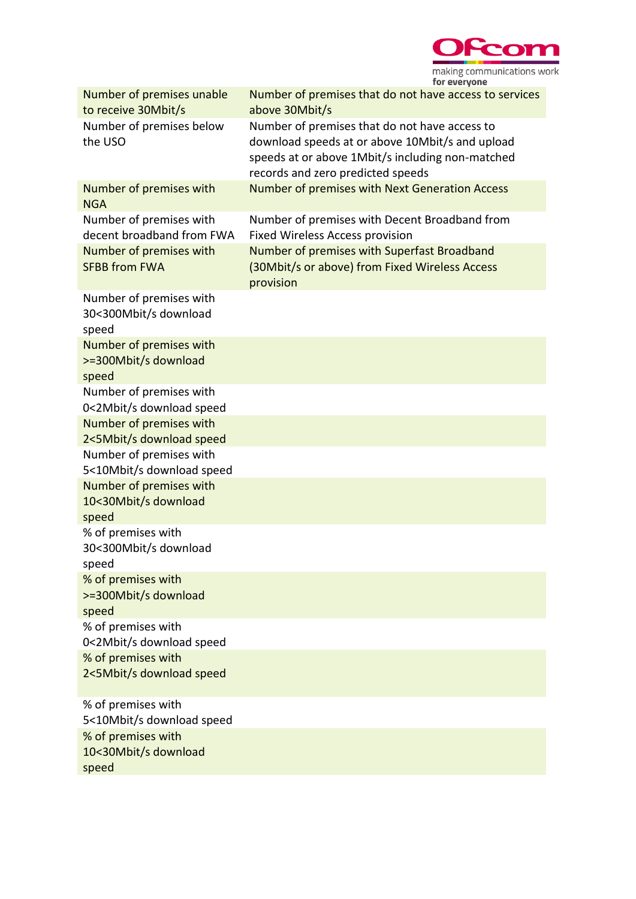| | |
|---|---|
| Number of premises unable to receive 30Mbit/s | Number of premises that do not have access to services above 30Mbit/s |
| Number of premises below the USO | Number of premises that do not have access to download speeds at or above 10Mbit/s and upload speeds at or above 1Mbit/s including non-matched records and zero predicted speeds |
| Number of premises with NGA | Number of premises with Next Generation Access |
| Number of premises with decent broadband from FWA | Number of premises with Decent Broadband from Fixed Wireless Access provision |
| Number of premises with SFBB from FWA | Number of premises with Superfast Broadband (30Mbit/s or above) from Fixed Wireless Access provision |
| Number of premises with 30<300Mbit/s download speed | |
| Number of premises with >=300Mbit/s download speed | |
| Number of premises with 0<2Mbit/s download speed | |
| Number of premises with 2<5Mbit/s download speed | |
| Number of premises with 5<10Mbit/s download speed | |
| Number of premises with 10<30Mbit/s download speed | |
| % of premises with 30<300Mbit/s download speed | |
| % of premises with >=300Mbit/s download speed | |
| % of premises with 0<2Mbit/s download speed | |
| % of premises with 2<5Mbit/s download speed | |
| % of premises with 5<10Mbit/s download speed | |
| % of premises with 10<30Mbit/s download speed | |